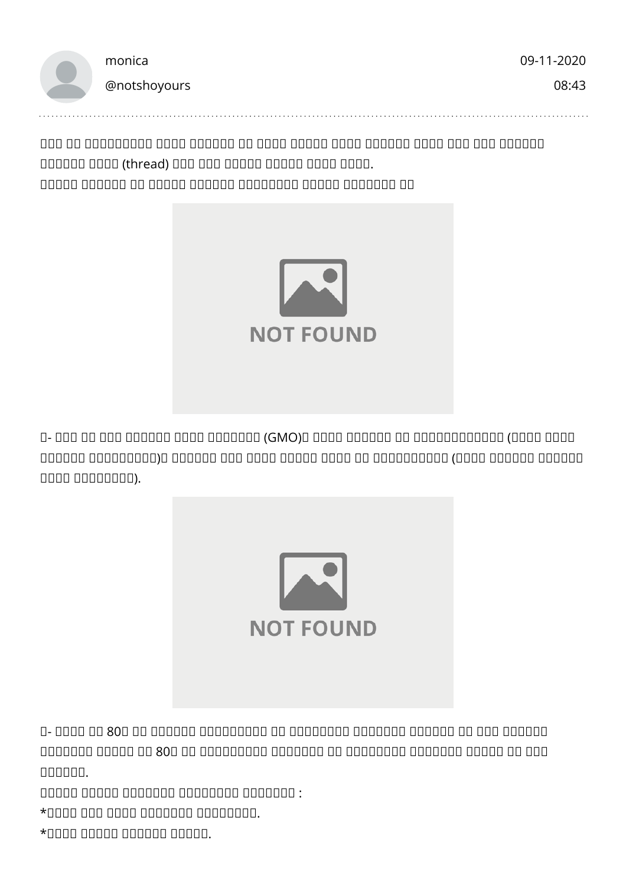monica

@notshoyours

09-11-2020

08:43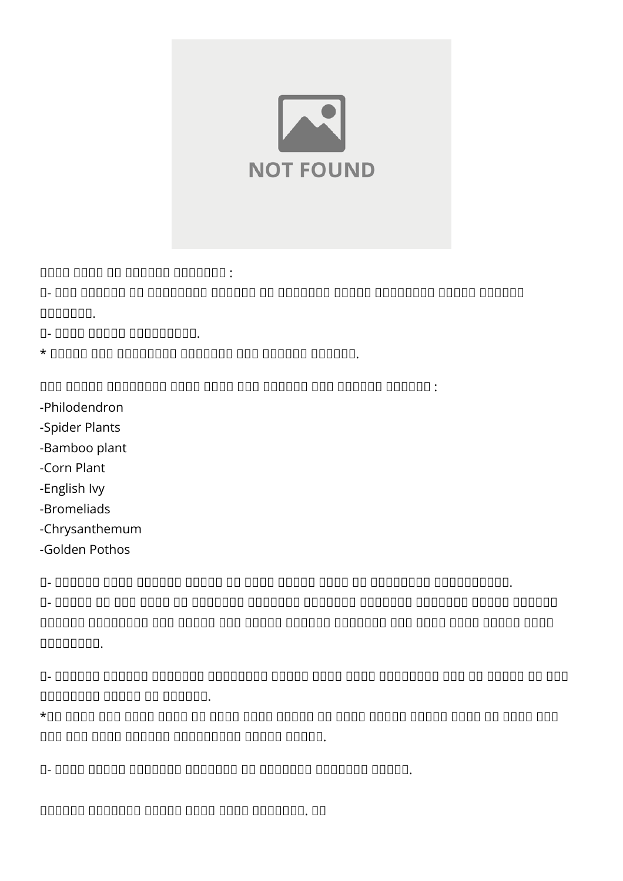-Philodendron
-Spider Plants
-Bamboo plant
-Corn Plant
-English Ivy
-Bromeliads
-Chrysanthemum
-Golden Pothos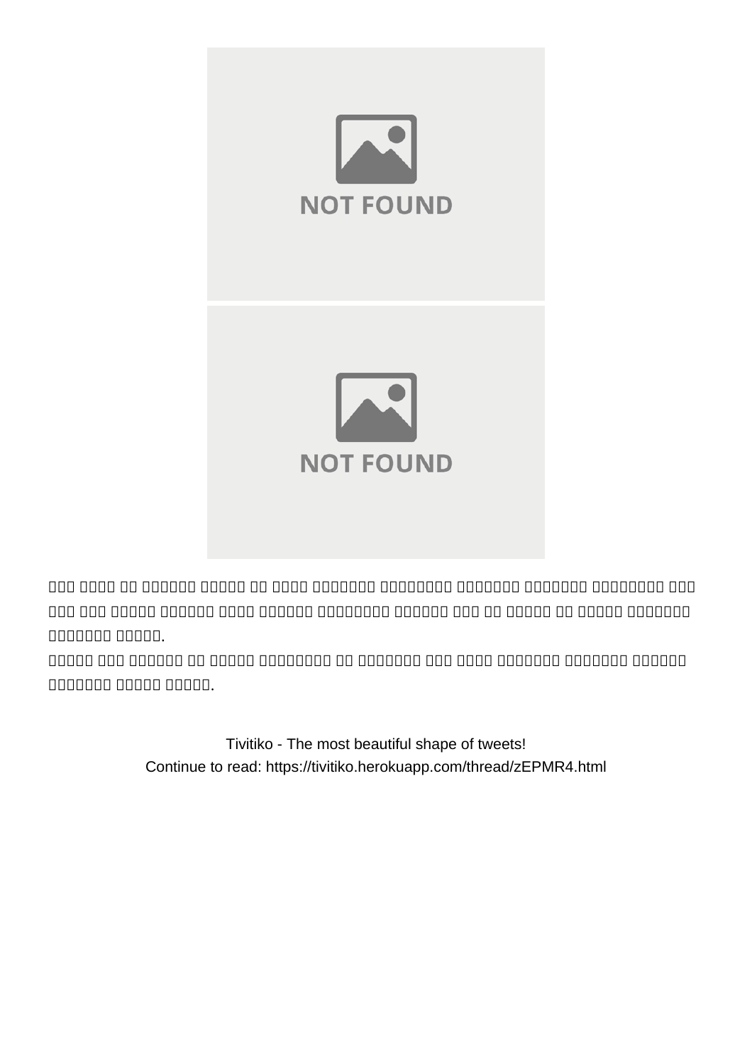Tivitiko - The most beautiful shape of tweets!

Continue to read: https://tivitiko.herokuapp.com/thread/zEPMR4.html